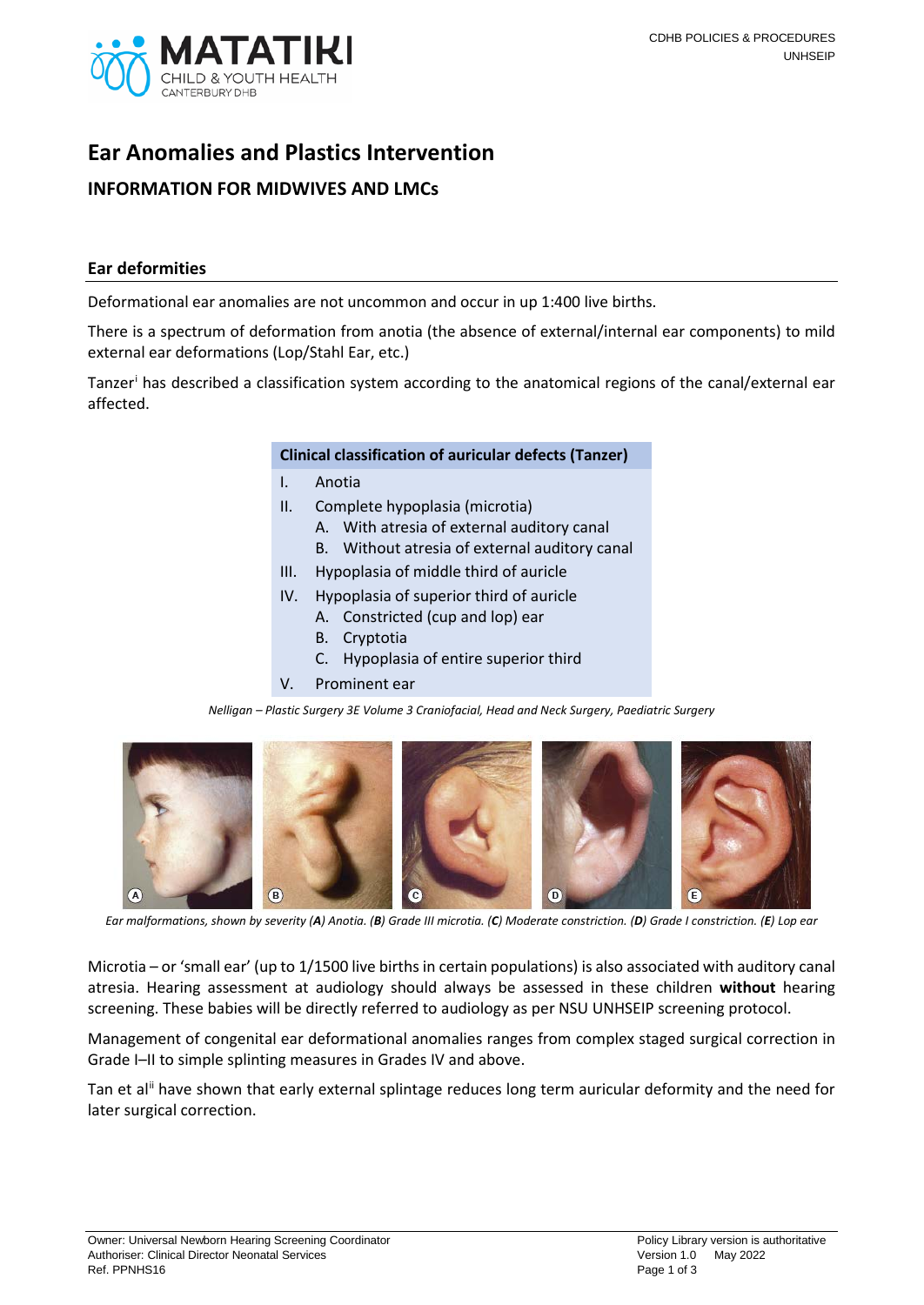# Ear Anomalies and Plastics Intervention

## INFORMATION FOR MIDWIVES AND LMCs

### Ear deformities

Deformational ear anomalies are not uncommon and occur in up 1:400 live births.

There is a spectrum of deformation from anotia (the absence of external/internal ear components) to mild external ear deformations (Lop/Stahl Ear, etc.)

Tanzer[i] has described a classification system according to the anatomical regions of the canal/external ear affected.

**Clinical classification of auricular defects (Tanzer)**

- I. Anotia
- II. Complete hypoplasia (microtia)
  - A. With atresia of external auditory canal
  - B. Without atresia of external auditory canal
- III. Hypoplasia of middle third of auricle
- IV. Hypoplasia of superior third of auricle
  - A. Constricted (cup and lop) ear
  - B. Cryptotia
  - C. Hypoplasia of entire superior third
- V. Prominent ear

*Nelligan – Plastic Surgery 3E Volume 3 Craniofacial, Head and Neck Surgery, Paediatric Surgery*

*Ear malformations, shown by severity (**A**) Anotia. (**B**) Grade III microtia. (**C**) Moderate constriction. (**D**) Grade I constriction. (**E**) Lop ear*

Microtia – or 'small ear' (up to 1/1500 live births in certain populations) is also associated with auditory canal atresia. Hearing assessment at audiology should always be assessed in these children **without** hearing screening. These babies will be directly referred to audiology as per NSU UNHSEIP screening protocol.

Management of congenital ear deformational anomalies ranges from complex staged surgical correction in Grade I–II to simple splinting measures in Grades IV and above.

Tan et al[ii] have shown that early external splintage reduces long term auricular deformity and the need for later surgical correction.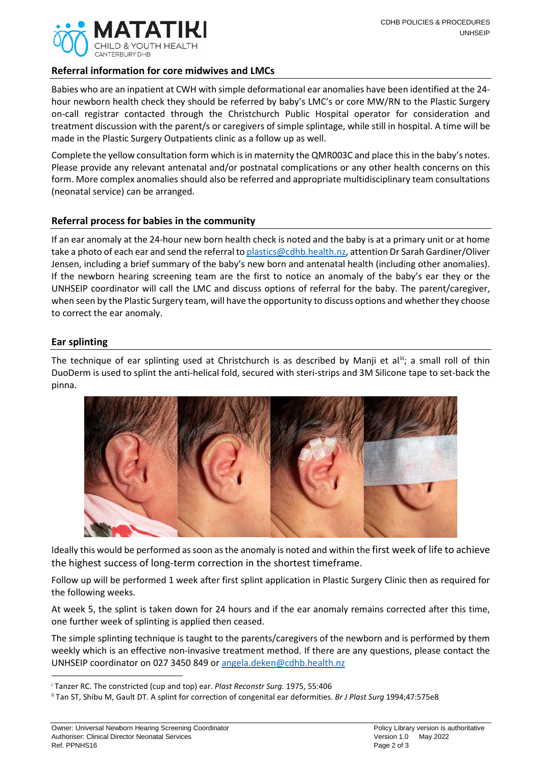## Referral information for core midwives and LMCs

Babies who are an inpatient at CWH with simple deformational ear anomalies have been identified at the 24-hour newborn health check they should be referred by baby's LMC's or core MW/RN to the Plastic Surgery on-call registrar contacted through the Christchurch Public Hospital operator for consideration and treatment discussion with the parent/s or caregivers of simple splintage, while still in hospital. A time will be made in the Plastic Surgery Outpatients clinic as a follow up as well.

Complete the yellow consultation form which is in maternity the QMR003C and place this in the baby's notes. Please provide any relevant antenatal and/or postnatal complications or any other health concerns on this form. More complex anomalies should also be referred and appropriate multidisciplinary team consultations (neonatal service) can be arranged.

## Referral process for babies in the community

If an ear anomaly at the 24-hour new born health check is noted and the baby is at a primary unit or at home take a photo of each ear and send the referral to plastics@cdhb.health.nz, attention Dr Sarah Gardiner/Oliver Jensen, including a brief summary of the baby's new born and antenatal health (including other anomalies). If the newborn hearing screening team are the first to notice an anomaly of the baby's ear they or the UNHSEIP coordinator will call the LMC and discuss options of referral for the baby. The parent/caregiver, when seen by the Plastic Surgery team, will have the opportunity to discuss options and whether they choose to correct the ear anomaly.

## Ear splinting

The technique of ear splinting used at Christchurch is as described by Manji et al[iii]; a small roll of thin DuoDerm is used to splint the anti-helical fold, secured with steri-strips and 3M Silicone tape to set-back the pinna.

Ideally this would be performed as soon as the anomaly is noted and within the first week of life to achieve the highest success of long-term correction in the shortest timeframe.

Follow up will be performed 1 week after first splint application in Plastic Surgery Clinic then as required for the following weeks.

At week 5, the splint is taken down for 24 hours and if the ear anomaly remains corrected after this time, one further week of splinting is applied then ceased.

The simple splinting technique is taught to the parents/caregivers of the newborn and is performed by them weekly which is an effective non-invasive treatment method. If there are any questions, please contact the UNHSEIP coordinator on 027 3450 849 or angela.deken@cdhb.health.nz

---

[i] Tanzer RC. The constricted (cup and top) ear. *Plast Reconstr Surg.* 1975, 55:406

[ii] Tan ST, Shibu M, Gault DT. A splint for correction of congenital ear deformities. *Br J Plast Surg* 1994;47:575e8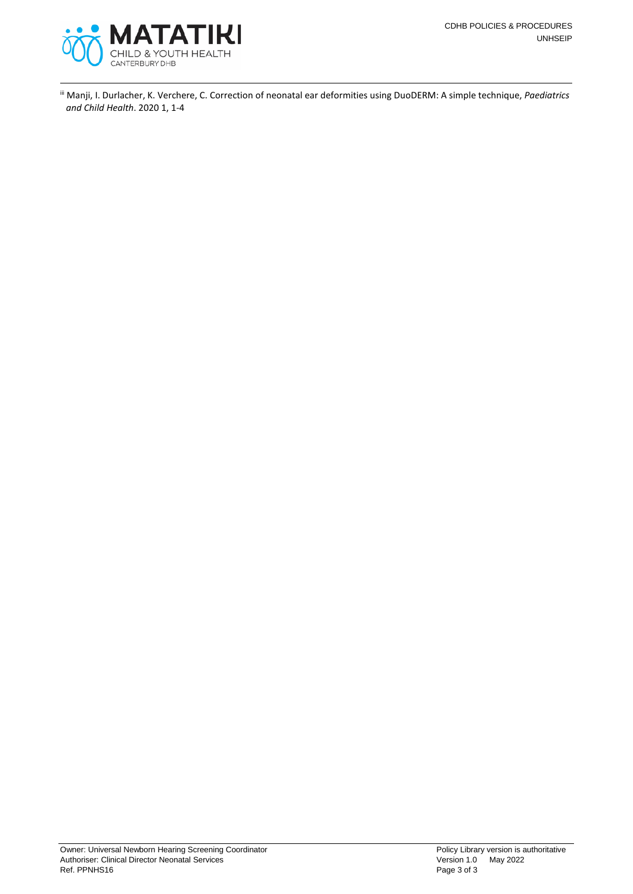[iii] Manji, I. Durlacher, K. Verchere, C. Correction of neonatal ear deformities using DuoDERM: A simple technique, *Paediatrics and Child Health*. 2020 1, 1-4